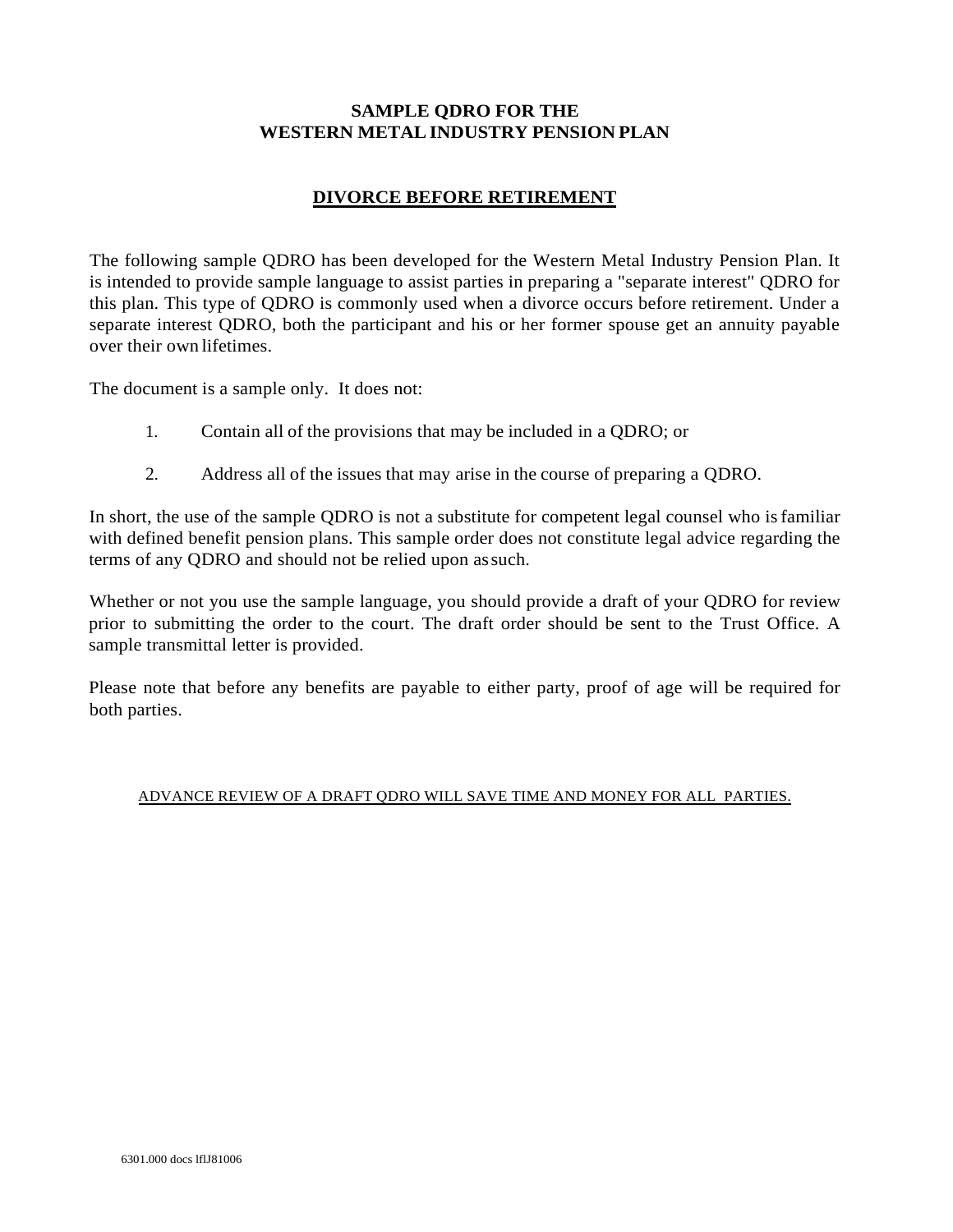# SAMPLE QDRO FOR THE WESTERN METAL INDUSTRY PENSION PLAN

## DIVORCE BEFORE RETIREMENT

The following sample QDRO has been developed for the Western Metal Industry Pension Plan. It is intended to provide sample language to assist parties in preparing a "separate interest" QDRO for this plan. This type of QDRO is commonly used when a divorce occurs before retirement. Under a separate interest QDRO, both the participant and his or her former spouse get an annuity payable over their own lifetimes.

The document is a sample only. It does not:

1. Contain all of the provisions that may be included in a QDRO; or
2. Address all of the issues that may arise in the course of preparing a QDRO.

In short, the use of the sample QDRO is not a substitute for competent legal counsel who is familiar with defined benefit pension plans. This sample order does not constitute legal advice regarding the terms of any QDRO and should not be relied upon as such.

Whether or not you use the sample language, you should provide a draft of your QDRO for review prior to submitting the order to the court. The draft order should be sent to the Trust Office. A sample transmittal letter is provided.

Please note that before any benefits are payable to either party, proof of age will be required for both parties.

ADVANCE REVIEW OF A DRAFT QDRO WILL SAVE TIME AND MONEY FOR ALL PARTIES.

6301.000 docs lflJ81006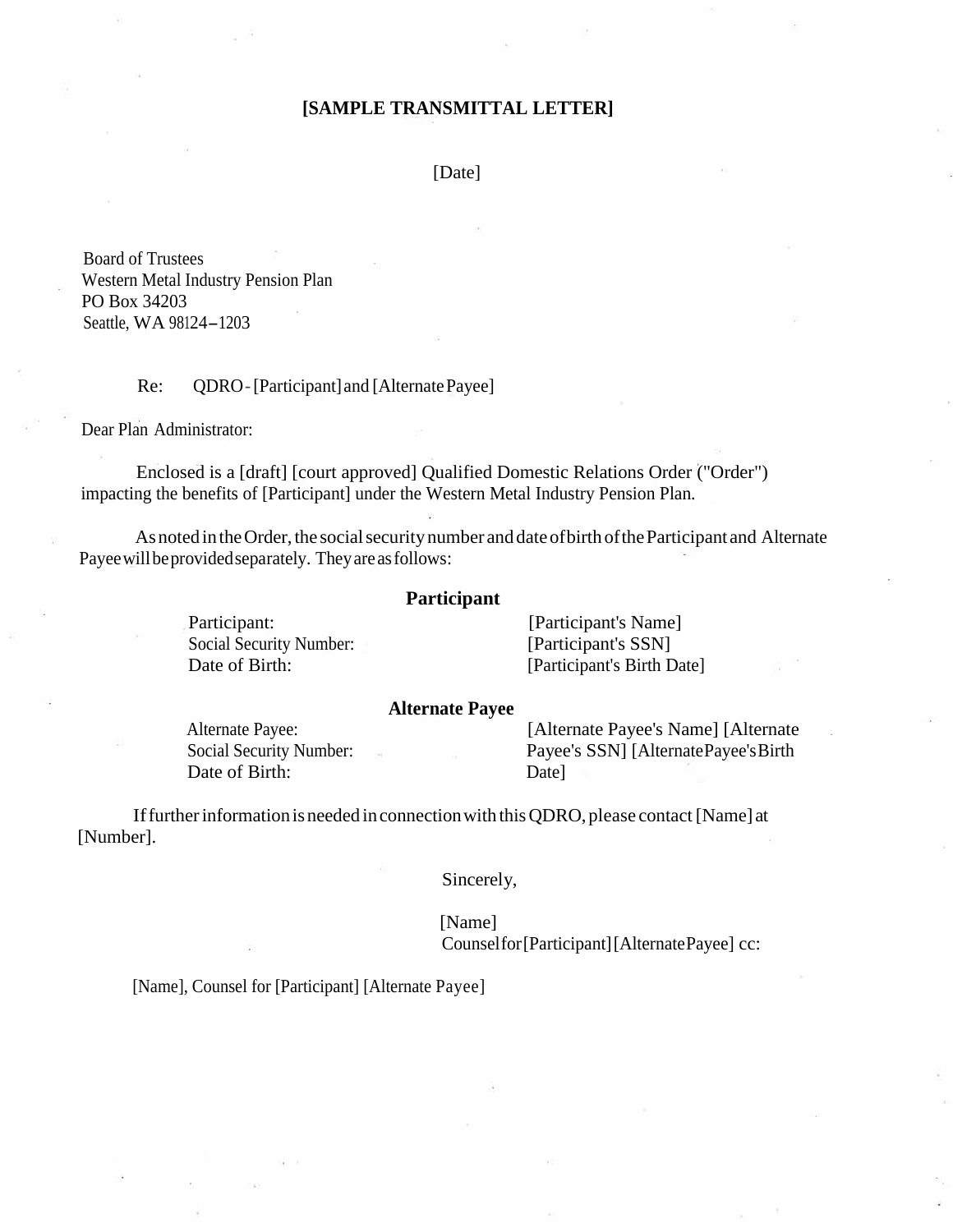**[SAMPLE TRANSMITTAL LETTER]**

[Date]

Board of Trustees
Western Metal Industry Pension Plan
PO Box 34203
Seattle, WA 98124–1203

Re: QDRO - [Participant] and [Alternate Payee]

Dear Plan Administrator:

Enclosed is a [draft] [court approved] Qualified Domestic Relations Order ("Order") impacting the benefits of [Participant] under the Western Metal Industry Pension Plan.

As noted in the Order, the social security number and date of birth of the Participant and Alternate Payee will be provided separately. They are as follows:

**Participant**

Participant: [Participant's Name]
Social Security Number: [Participant's SSN]
Date of Birth: [Participant's Birth Date]

**Alternate Payee**

Alternate Payee: [Alternate Payee's Name]
Social Security Number: [Alternate Payee's SSN]
Date of Birth: [Alternate Payee's Birth Date]

If further information is needed in connection with this QDRO, please contact [Name] at [Number].

Sincerely,

[Name]
Counsel for [Participant] [Alternate Payee]

cc: [Name], Counsel for [Participant] [Alternate Payee]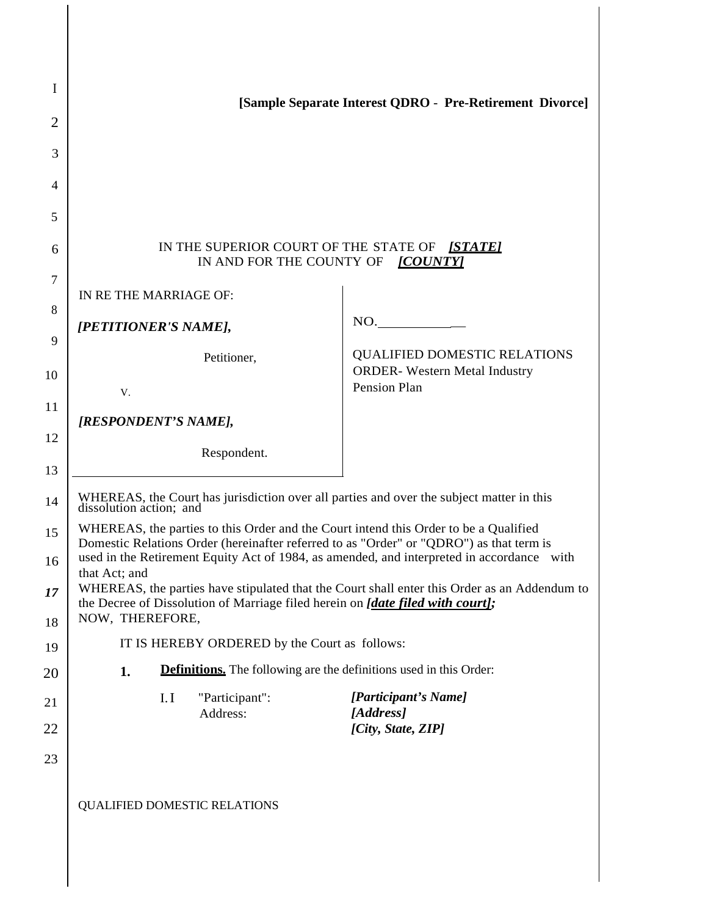**[Sample Separate Interest QDRO - Pre-Retirement Divorce]**

IN THE SUPERIOR COURT OF THE STATE OF ***[STATE]***
IN AND FOR THE COUNTY OF ***[COUNTY]***

| | |
|---|---|
| IN RE THE MARRIAGE OF:<br><br>***[PETITIONER'S NAME],***<br><br>Petitioner,<br><br>V.<br><br>***[RESPONDENT'S NAME],***<br><br>Respondent. | NO.\_\_\_\_\_\_\_\_\_\_<br><br>QUALIFIED DOMESTIC RELATIONS ORDER- Western Metal Industry Pension Plan |

WHEREAS, the Court has jurisdiction over all parties and over the subject matter in this dissolution action; and

WHEREAS, the parties to this Order and the Court intend this Order to be a Qualified Domestic Relations Order (hereinafter referred to as "Order" or "QDRO") as that term is used in the Retirement Equity Act of 1984, as amended, and interpreted in accordance with that Act; and

WHEREAS, the parties have stipulated that the Court shall enter this Order as an Addendum to the Decree of Dissolution of Marriage filed herein on ***[date filed with court];***

NOW, THEREFORE,

IT IS HEREBY ORDERED by the Court as follows:

**1. Definitions.** The following are the definitions used in this Order:

1.1 "Participant": ***[Participant's Name]***
Address: ***[Address]***
***[City, State, ZIP]***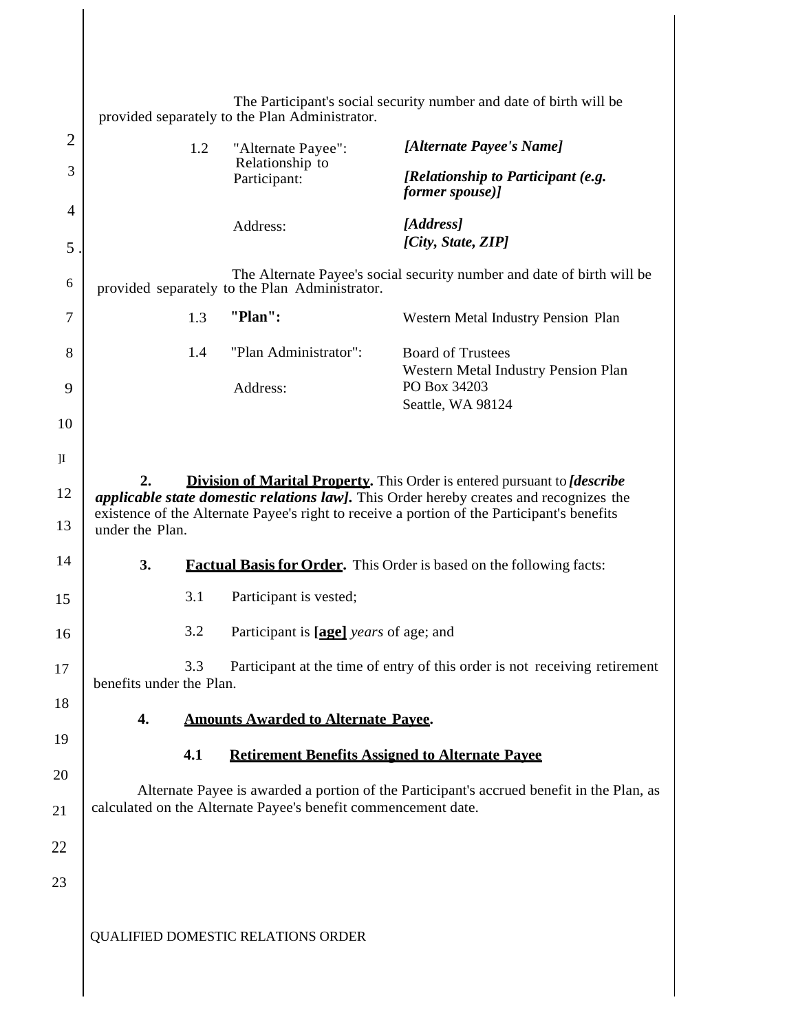The Participant's social security number and date of birth will be provided separately to the Plan Administrator.

| | | |
|---|---|---|
| 1.2 | "Alternate Payee": | ***[Alternate Payee's Name]*** |
| | Relationship to Participant: | ***[Relationship to Participant (e.g. former spouse)]*** |
| | Address: | ***[Address]*** ***[City, State, ZIP]*** |

The Alternate Payee's social security number and date of birth will be provided separately to the Plan Administrator.

| | | |
|---|---|---|
| 1.3 | **"Plan":** | Western Metal Industry Pension Plan |
| 1.4 | "Plan Administrator": | Board of Trustees Western Metal Industry Pension Plan |
| | Address: | PO Box 34203 Seattle, WA 98124 |

**2. <u>Division of Marital Property</u>.** This Order is entered pursuant to ***[describe applicable state domestic relations law].*** This Order hereby creates and recognizes the existence of the Alternate Payee's right to receive a portion of the Participant's benefits under the Plan.

**3. <u>Factual Basis for Order</u>.** This Order is based on the following facts:

3.1 Participant is vested;

3.2 Participant is **<u>[age]</u>** *years* of age; and

3.3 Participant at the time of entry of this order is not receiving retirement benefits under the Plan.

**4. <u>Amounts Awarded to Alternate Payee</u>.**

**4.1 <u>Retirement Benefits Assigned to Alternate Payee</u>**

Alternate Payee is awarded a portion of the Participant's accrued benefit in the Plan, as calculated on the Alternate Payee's benefit commencement date.

QUALIFIED DOMESTIC RELATIONS ORDER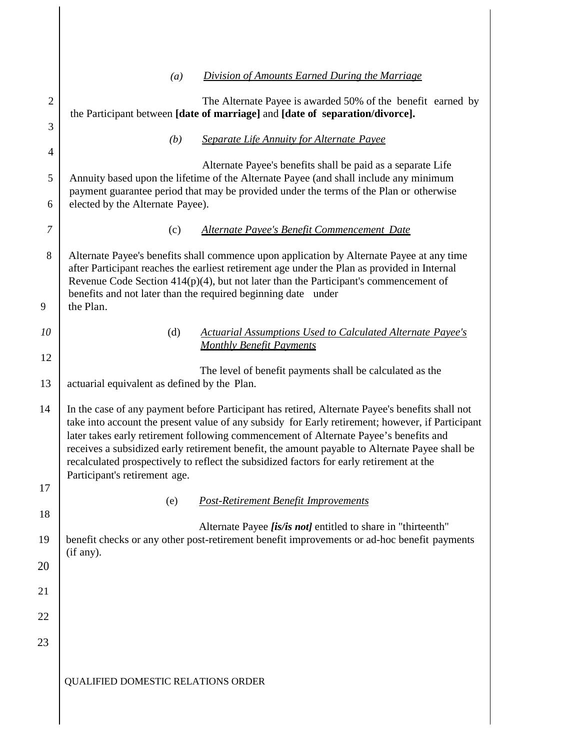*(a)* *Division of Amounts Earned During the Marriage*

The Alternate Payee is awarded 50% of the benefit earned by the Participant between **[date of marriage]** and **[date of separation/divorce].**

*(b)* *Separate Life Annuity for Alternate Payee*

Alternate Payee's benefits shall be paid as a separate Life Annuity based upon the lifetime of the Alternate Payee (and shall include any minimum payment guarantee period that may be provided under the terms of the Plan or otherwise elected by the Alternate Payee).

(c) *Alternate Payee's Benefit Commencement Date*

Alternate Payee's benefits shall commence upon application by Alternate Payee at any time after Participant reaches the earliest retirement age under the Plan as provided in Internal Revenue Code Section 414(p)(4), but not later than the Participant's commencement of benefits and not later than the required beginning date under the Plan.

(d) *Actuarial Assumptions Used to Calculated Alternate Payee's Monthly Benefit Payments*

The level of benefit payments shall be calculated as the actuarial equivalent as defined by the Plan.

In the case of any payment before Participant has retired, Alternate Payee's benefits shall not take into account the present value of any subsidy for Early retirement; however, if Participant later takes early retirement following commencement of Alternate Payee's benefits and receives a subsidized early retirement benefit, the amount payable to Alternate Payee shall be recalculated prospectively to reflect the subsidized factors for early retirement at the Participant's retirement age.

(e) *Post-Retirement Benefit Improvements*

Alternate Payee ***[is/is not]*** entitled to share in "thirteenth" benefit checks or any other post-retirement benefit improvements or ad-hoc benefit payments (if any).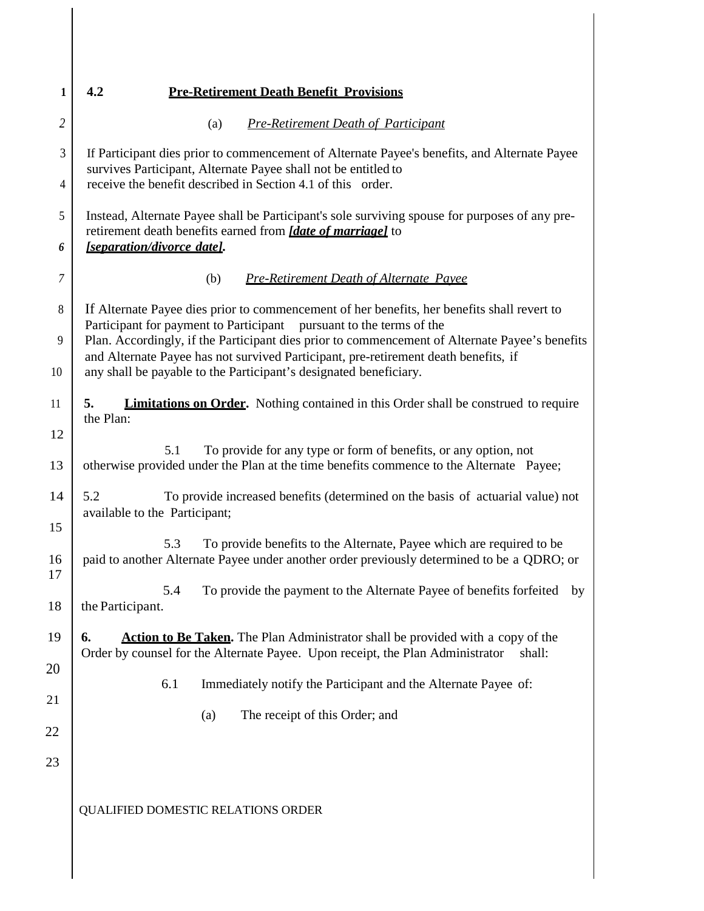**4.2 Pre-Retirement Death Benefit Provisions**

(a) *Pre-Retirement Death of Participant*

If Participant dies prior to commencement of Alternate Payee's benefits, and Alternate Payee survives Participant, Alternate Payee shall not be entitled to receive the benefit described in Section 4.1 of this order.

Instead, Alternate Payee shall be Participant's sole surviving spouse for purposes of any pre-retirement death benefits earned from ***[date of marriage]*** to ***[separation/divorce date]***.

(b) *Pre-Retirement Death of Alternate Payee*

If Alternate Payee dies prior to commencement of her benefits, her benefits shall revert to Participant for payment to Participant pursuant to the terms of the Plan. Accordingly, if the Participant dies prior to commencement of Alternate Payee's benefits and Alternate Payee has not survived Participant, pre-retirement death benefits, if any shall be payable to the Participant's designated beneficiary.

**5. Limitations on Order.** Nothing contained in this Order shall be construed to require the Plan:

5.1 To provide for any type or form of benefits, or any option, not otherwise provided under the Plan at the time benefits commence to the Alternate Payee;

5.2 To provide increased benefits (determined on the basis of actuarial value) not available to the Participant;

5.3 To provide benefits to the Alternate, Payee which are required to be paid to another Alternate Payee under another order previously determined to be a QDRO; or

5.4 To provide the payment to the Alternate Payee of benefits forfeited by the Participant.

**6. Action to Be Taken.** The Plan Administrator shall be provided with a copy of the Order by counsel for the Alternate Payee. Upon receipt, the Plan Administrator shall:

6.1 Immediately notify the Participant and the Alternate Payee of:

(a) The receipt of this Order; and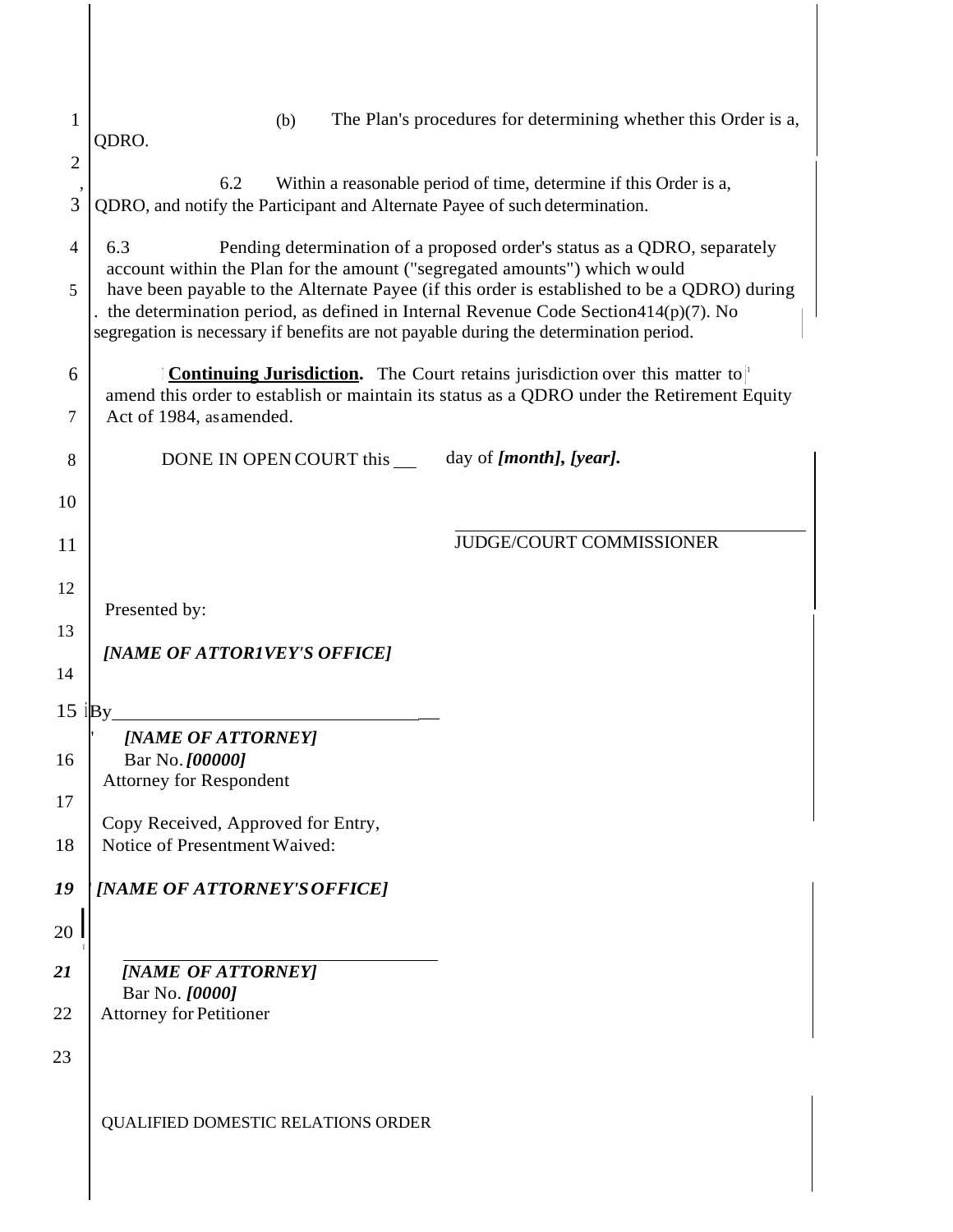(b) The Plan's procedures for determining whether this Order is a, QDRO.

6.2 Within a reasonable period of time, determine if this Order is a, QDRO, and notify the Participant and Alternate Payee of such determination.

6.3 Pending determination of a proposed order's status as a QDRO, separately account within the Plan for the amount ("segregated amounts") which would have been payable to the Alternate Payee (if this order is established to be a QDRO) during the determination period, as defined in Internal Revenue Code Section414(p)(7). No segregation is necessary if benefits are not payable during the determination period.

**Continuing Jurisdiction.** The Court retains jurisdiction over this matter to amend this order to establish or maintain its status as a QDRO under the Retirement Equity Act of 1984, as amended.

DONE IN OPEN COURT this ___ day of *[month], [year].*

______________________________

JUDGE/COURT COMMISSIONER

Presented by:

***[NAME OF ATTOR1VEY'S OFFICE]***

By______________________________

***[NAME OF ATTORNEY]***
Bar No. ***[00000]***
Attorney for Respondent

Copy Received, Approved for Entry,
Notice of Presentment Waived:

***[NAME OF ATTORNEY'S OFFICE]***

______________________________

***[NAME OF ATTORNEY]***
Bar No. ***[0000]***
Attorney for Petitioner

QUALIFIED DOMESTIC RELATIONS ORDER